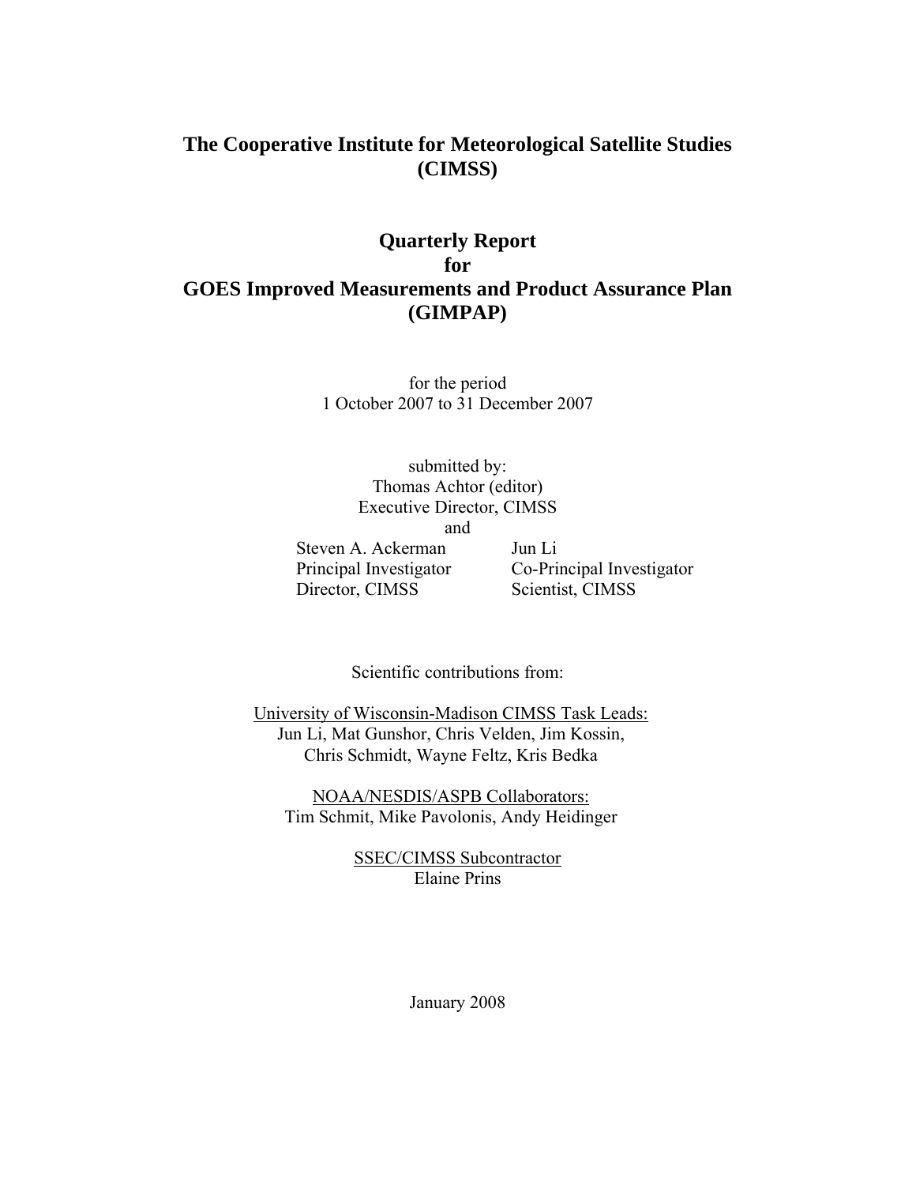# The Cooperative Institute for Meteorological Satellite Studies (CIMSS)

## Quarterly Report for GOES Improved Measurements and Product Assurance Plan (GIMPAP)

for the period
1 October 2007 to 31 December 2007

submitted by:
Thomas Achtor (editor)
Executive Director, CIMSS
and

| | |
|---|---|
| Steven A. Ackerman | Jun Li |
| Principal Investigator | Co-Principal Investigator |
| Director, CIMSS | Scientist, CIMSS |

Scientific contributions from:

University of Wisconsin-Madison CIMSS Task Leads:
Jun Li, Mat Gunshor, Chris Velden, Jim Kossin,
Chris Schmidt, Wayne Feltz, Kris Bedka

NOAA/NESDIS/ASPB Collaborators:
Tim Schmit, Mike Pavolonis, Andy Heidinger

SSEC/CIMSS Subcontractor
Elaine Prins

January 2008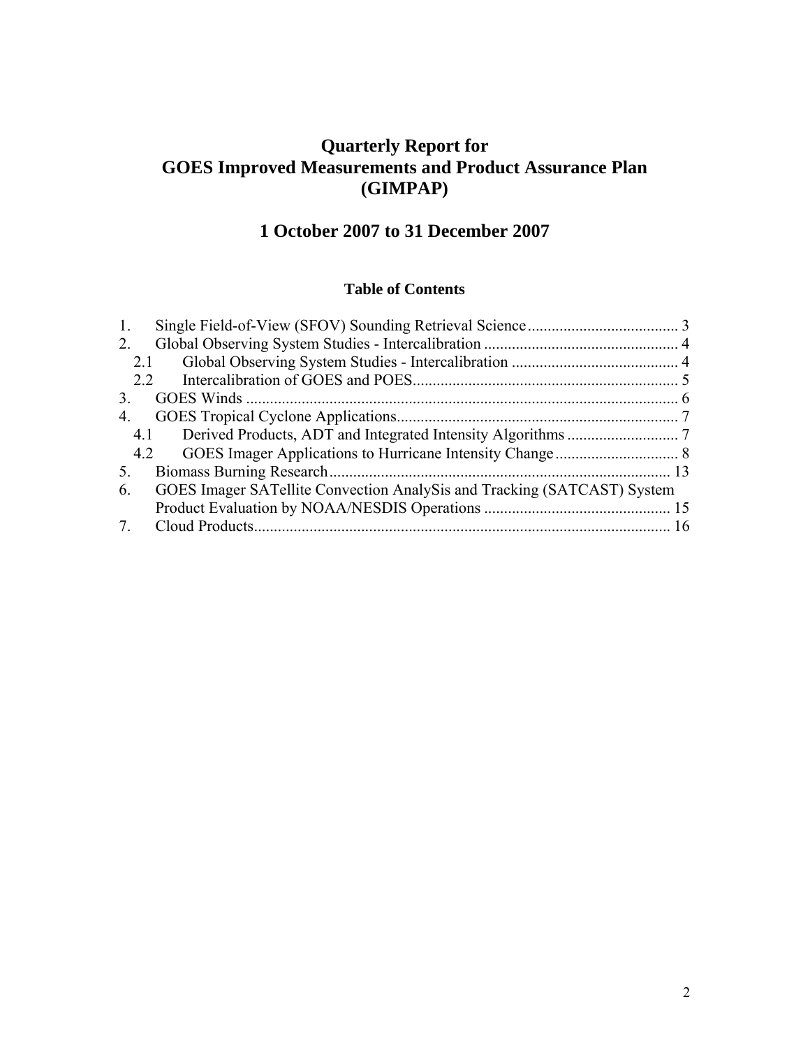# Quarterly Report for GOES Improved Measurements and Product Assurance Plan (GIMPAP)

## 1 October 2007 to 31 December 2007

### Table of Contents

1. Single Field-of-View (SFOV) Sounding Retrieval Science ...................................... 3
2. Global Observing System Studies - Intercalibration ................................................ 4
   - 2.1 Global Observing System Studies - Intercalibration .......................................... 4
   - 2.2 Intercalibration of GOES and POES.................................................................. 5
3. GOES Winds ............................................................................................................ 6
4. GOES Tropical Cyclone Applications...................................................................... 7
   - 4.1 Derived Products, ADT and Integrated Intensity Algorithms ............................ 7
   - 4.2 GOES Imager Applications to Hurricane Intensity Change ............................... 8
5. Biomass Burning Research..................................................................................... 13
6. GOES Imager SATellite Convection AnalySis and Tracking (SATCAST) System Product Evaluation by NOAA/NESDIS Operations ............................................... 15
7. Cloud Products........................................................................................................ 16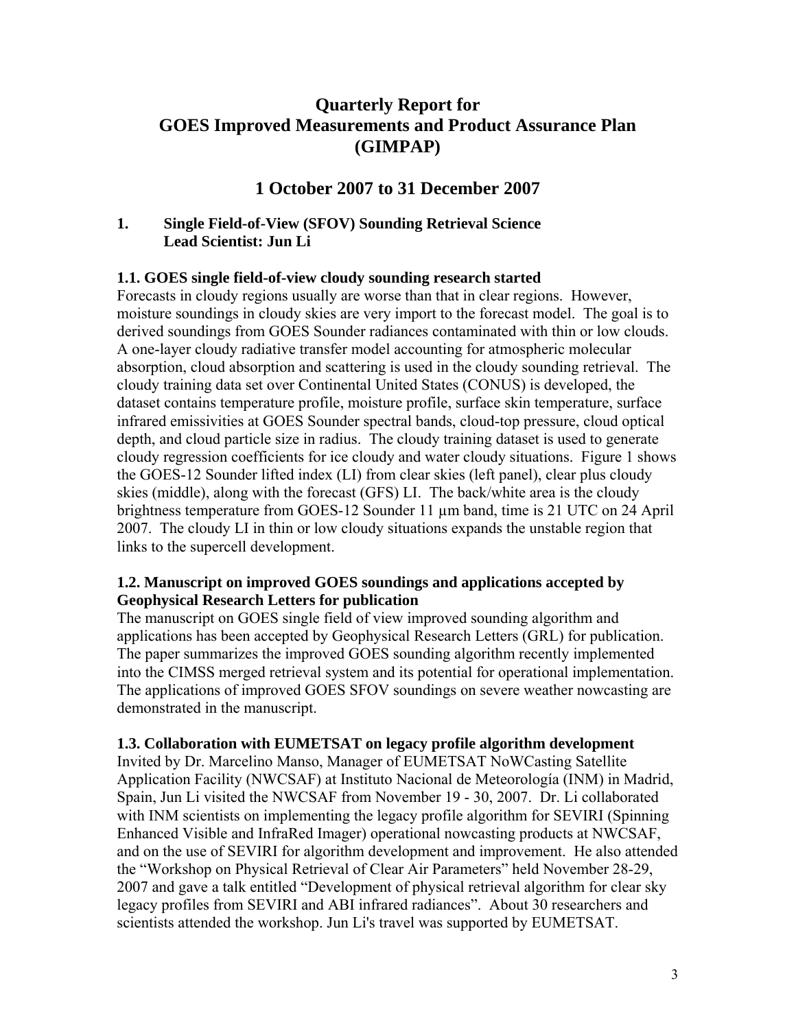# Quarterly Report for GOES Improved Measurements and Product Assurance Plan (GIMPAP)

## 1 October 2007 to 31 December 2007

### 1. Single Field-of-View (SFOV) Sounding Retrieval Science
**Lead Scientist: Jun Li**

#### 1.1. GOES single field-of-view cloudy sounding research started

Forecasts in cloudy regions usually are worse than that in clear regions. However, moisture soundings in cloudy skies are very import to the forecast model. The goal is to derived soundings from GOES Sounder radiances contaminated with thin or low clouds. A one-layer cloudy radiative transfer model accounting for atmospheric molecular absorption, cloud absorption and scattering is used in the cloudy sounding retrieval. The cloudy training data set over Continental United States (CONUS) is developed, the dataset contains temperature profile, moisture profile, surface skin temperature, surface infrared emissivities at GOES Sounder spectral bands, cloud-top pressure, cloud optical depth, and cloud particle size in radius. The cloudy training dataset is used to generate cloudy regression coefficients for ice cloudy and water cloudy situations. Figure 1 shows the GOES-12 Sounder lifted index (LI) from clear skies (left panel), clear plus cloudy skies (middle), along with the forecast (GFS) LI. The back/white area is the cloudy brightness temperature from GOES-12 Sounder 11 µm band, time is 21 UTC on 24 April 2007. The cloudy LI in thin or low cloudy situations expands the unstable region that links to the supercell development.

#### 1.2. Manuscript on improved GOES soundings and applications accepted by Geophysical Research Letters for publication

The manuscript on GOES single field of view improved sounding algorithm and applications has been accepted by Geophysical Research Letters (GRL) for publication. The paper summarizes the improved GOES sounding algorithm recently implemented into the CIMSS merged retrieval system and its potential for operational implementation. The applications of improved GOES SFOV soundings on severe weather nowcasting are demonstrated in the manuscript.

#### 1.3. Collaboration with EUMETSAT on legacy profile algorithm development

Invited by Dr. Marcelino Manso, Manager of EUMETSAT NoWCasting Satellite Application Facility (NWCSAF) at Instituto Nacional de Meteorología (INM) in Madrid, Spain, Jun Li visited the NWCSAF from November 19 - 30, 2007. Dr. Li collaborated with INM scientists on implementing the legacy profile algorithm for SEVIRI (Spinning Enhanced Visible and InfraRed Imager) operational nowcasting products at NWCSAF, and on the use of SEVIRI for algorithm development and improvement. He also attended the “Workshop on Physical Retrieval of Clear Air Parameters” held November 28-29, 2007 and gave a talk entitled “Development of physical retrieval algorithm for clear sky legacy profiles from SEVIRI and ABI infrared radiances”. About 30 researchers and scientists attended the workshop. Jun Li's travel was supported by EUMETSAT.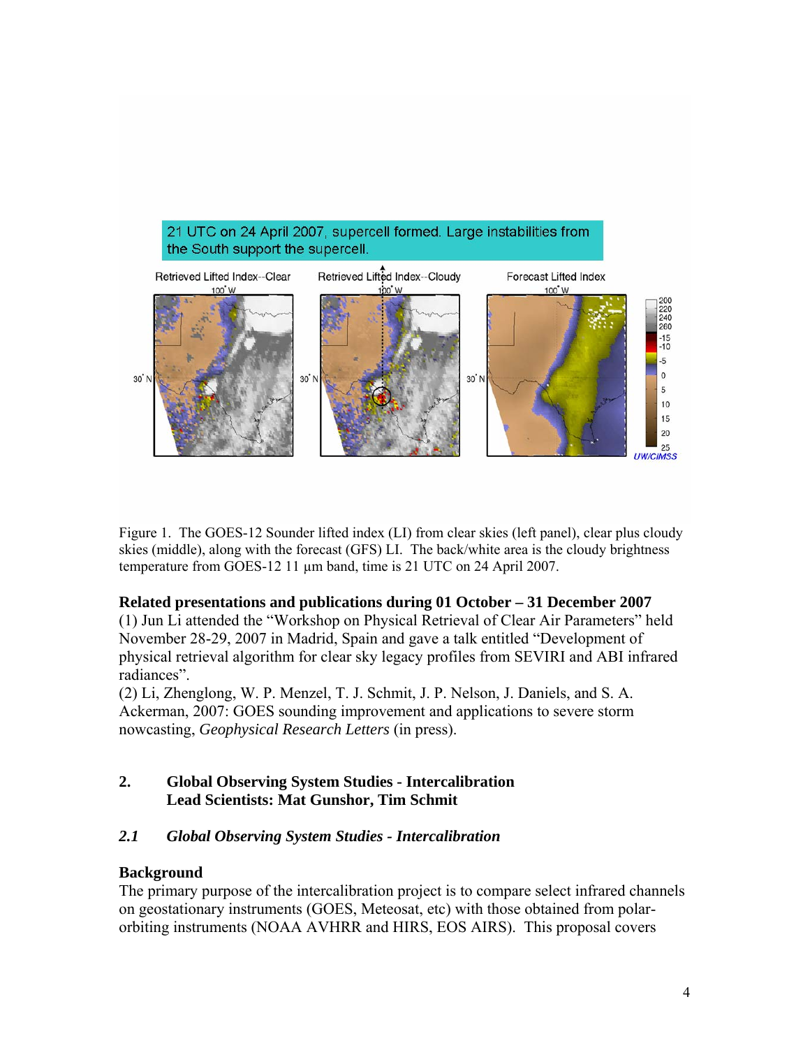Figure 1. The GOES-12 Sounder lifted index (LI) from clear skies (left panel), clear plus cloudy skies (middle), along with the forecast (GFS) LI. The back/white area is the cloudy brightness temperature from GOES-12 11 μm band, time is 21 UTC on 24 April 2007.

**Related presentations and publications during 01 October – 31 December 2007**

(1) Jun Li attended the "Workshop on Physical Retrieval of Clear Air Parameters" held November 28-29, 2007 in Madrid, Spain and gave a talk entitled "Development of physical retrieval algorithm for clear sky legacy profiles from SEVIRI and ABI infrared radiances".

(2) Li, Zhenglong, W. P. Menzel, T. J. Schmit, J. P. Nelson, J. Daniels, and S. A. Ackerman, 2007: GOES sounding improvement and applications to severe storm nowcasting, *Geophysical Research Letters* (in press).

## 2. Global Observing System Studies - Intercalibration
## Lead Scientists: Mat Gunshor, Tim Schmit

### *2.1 Global Observing System Studies - Intercalibration*

**Background**

The primary purpose of the intercalibration project is to compare select infrared channels on geostationary instruments (GOES, Meteosat, etc) with those obtained from polar-orbiting instruments (NOAA AVHRR and HIRS, EOS AIRS). This proposal covers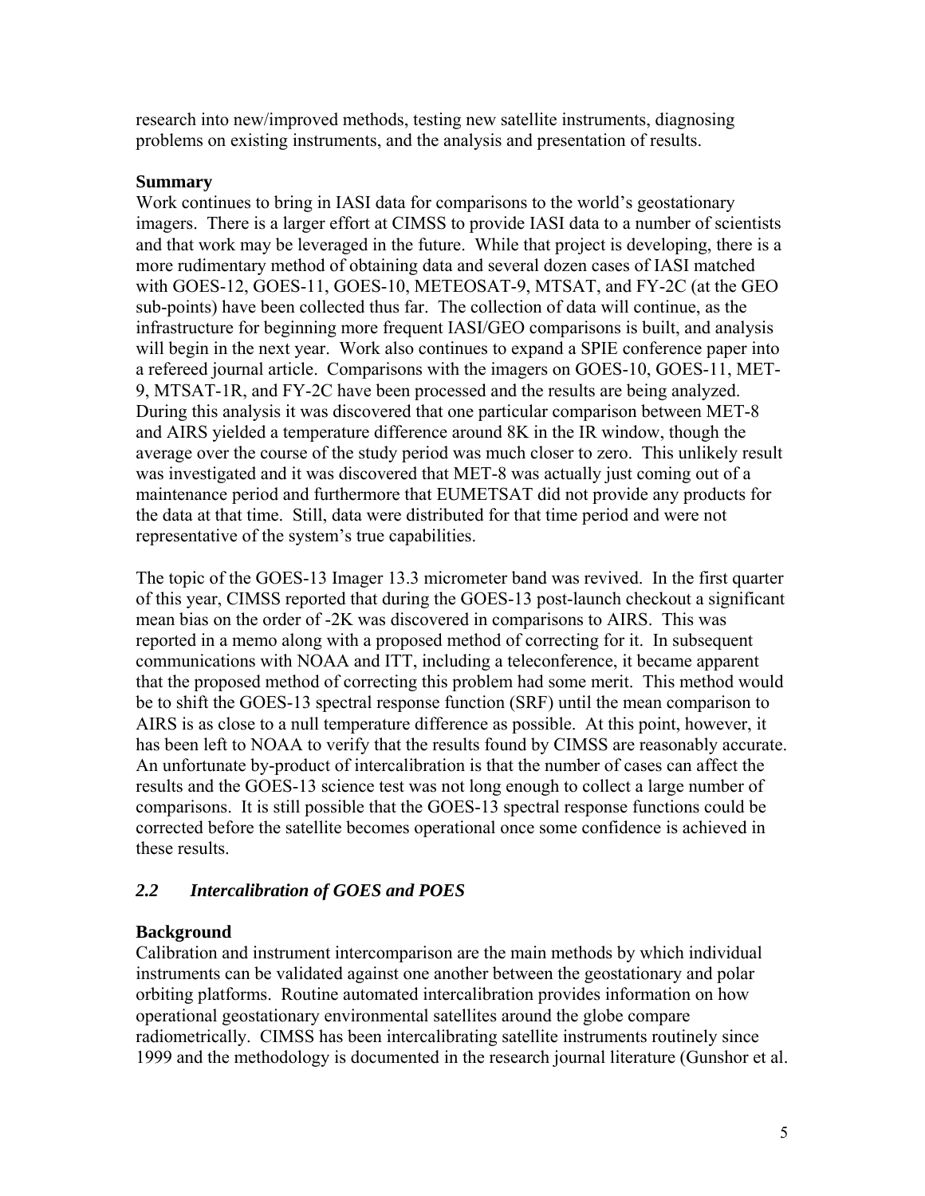research into new/improved methods, testing new satellite instruments, diagnosing problems on existing instruments, and the analysis and presentation of results.

**Summary**

Work continues to bring in IASI data for comparisons to the world's geostationary imagers. There is a larger effort at CIMSS to provide IASI data to a number of scientists and that work may be leveraged in the future. While that project is developing, there is a more rudimentary method of obtaining data and several dozen cases of IASI matched with GOES-12, GOES-11, GOES-10, METEOSAT-9, MTSAT, and FY-2C (at the GEO sub-points) have been collected thus far. The collection of data will continue, as the infrastructure for beginning more frequent IASI/GEO comparisons is built, and analysis will begin in the next year. Work also continues to expand a SPIE conference paper into a refereed journal article. Comparisons with the imagers on GOES-10, GOES-11, MET-9, MTSAT-1R, and FY-2C have been processed and the results are being analyzed. During this analysis it was discovered that one particular comparison between MET-8 and AIRS yielded a temperature difference around 8K in the IR window, though the average over the course of the study period was much closer to zero. This unlikely result was investigated and it was discovered that MET-8 was actually just coming out of a maintenance period and furthermore that EUMETSAT did not provide any products for the data at that time. Still, data were distributed for that time period and were not representative of the system's true capabilities.

The topic of the GOES-13 Imager 13.3 micrometer band was revived. In the first quarter of this year, CIMSS reported that during the GOES-13 post-launch checkout a significant mean bias on the order of -2K was discovered in comparisons to AIRS. This was reported in a memo along with a proposed method of correcting for it. In subsequent communications with NOAA and ITT, including a teleconference, it became apparent that the proposed method of correcting this problem had some merit. This method would be to shift the GOES-13 spectral response function (SRF) until the mean comparison to AIRS is as close to a null temperature difference as possible. At this point, however, it has been left to NOAA to verify that the results found by CIMSS are reasonably accurate. An unfortunate by-product of intercalibration is that the number of cases can affect the results and the GOES-13 science test was not long enough to collect a large number of comparisons. It is still possible that the GOES-13 spectral response functions could be corrected before the satellite becomes operational once some confidence is achieved in these results.

## *2.2 Intercalibration of GOES and POES*

**Background**

Calibration and instrument intercomparison are the main methods by which individual instruments can be validated against one another between the geostationary and polar orbiting platforms. Routine automated intercalibration provides information on how operational geostationary environmental satellites around the globe compare radiometrically. CIMSS has been intercalibrating satellite instruments routinely since 1999 and the methodology is documented in the research journal literature (Gunshor et al.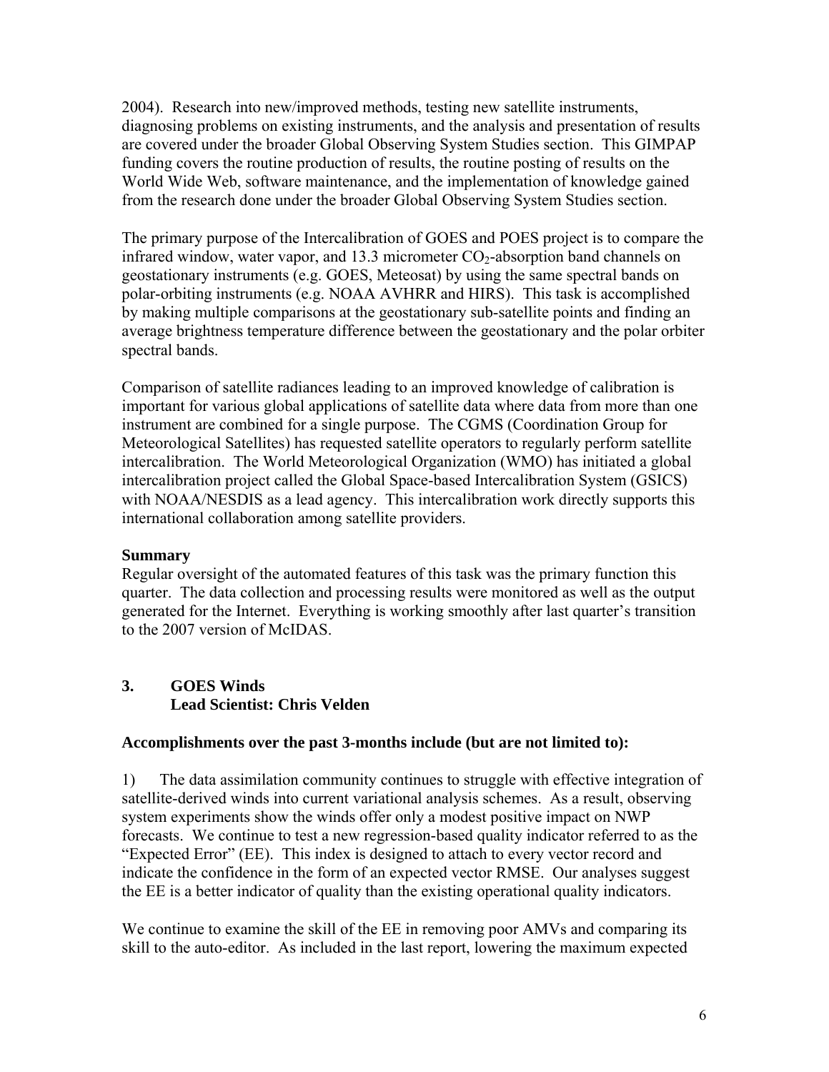2004). Research into new/improved methods, testing new satellite instruments, diagnosing problems on existing instruments, and the analysis and presentation of results are covered under the broader Global Observing System Studies section. This GIMPAP funding covers the routine production of results, the routine posting of results on the World Wide Web, software maintenance, and the implementation of knowledge gained from the research done under the broader Global Observing System Studies section.

The primary purpose of the Intercalibration of GOES and POES project is to compare the infrared window, water vapor, and 13.3 micrometer $CO_2$-absorption band channels on geostationary instruments (e.g. GOES, Meteosat) by using the same spectral bands on polar-orbiting instruments (e.g. NOAA AVHRR and HIRS). This task is accomplished by making multiple comparisons at the geostationary sub-satellite points and finding an average brightness temperature difference between the geostationary and the polar orbiter spectral bands.

Comparison of satellite radiances leading to an improved knowledge of calibration is important for various global applications of satellite data where data from more than one instrument are combined for a single purpose. The CGMS (Coordination Group for Meteorological Satellites) has requested satellite operators to regularly perform satellite intercalibration. The World Meteorological Organization (WMO) has initiated a global intercalibration project called the Global Space-based Intercalibration System (GSICS) with NOAA/NESDIS as a lead agency. This intercalibration work directly supports this international collaboration among satellite providers.

**Summary**

Regular oversight of the automated features of this task was the primary function this quarter. The data collection and processing results were monitored as well as the output generated for the Internet. Everything is working smoothly after last quarter's transition to the 2007 version of McIDAS.

## 3. GOES Winds
**Lead Scientist: Chris Velden**

**Accomplishments over the past 3-months include (but are not limited to):**

1) The data assimilation community continues to struggle with effective integration of satellite-derived winds into current variational analysis schemes. As a result, observing system experiments show the winds offer only a modest positive impact on NWP forecasts. We continue to test a new regression-based quality indicator referred to as the "Expected Error" (EE). This index is designed to attach to every vector record and indicate the confidence in the form of an expected vector RMSE. Our analyses suggest the EE is a better indicator of quality than the existing operational quality indicators.

We continue to examine the skill of the EE in removing poor AMVs and comparing its skill to the auto-editor. As included in the last report, lowering the maximum expected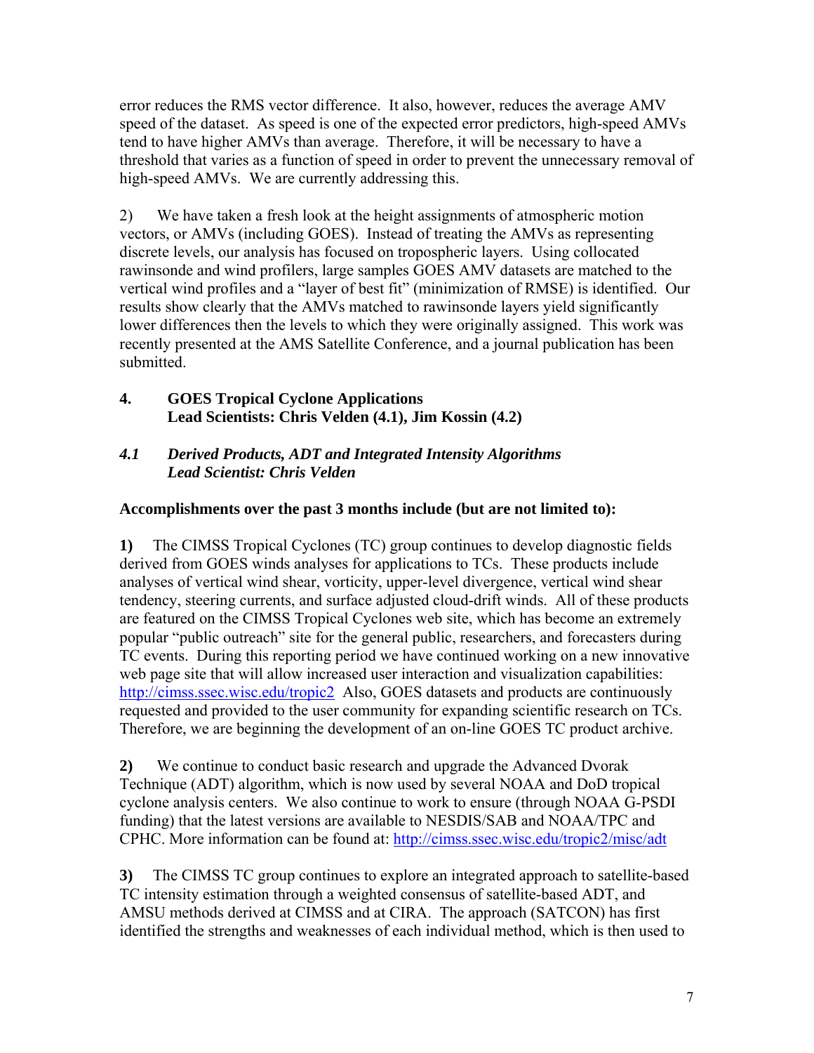error reduces the RMS vector difference. It also, however, reduces the average AMV speed of the dataset. As speed is one of the expected error predictors, high-speed AMVs tend to have higher AMVs than average. Therefore, it will be necessary to have a threshold that varies as a function of speed in order to prevent the unnecessary removal of high-speed AMVs. We are currently addressing this.

2) We have taken a fresh look at the height assignments of atmospheric motion vectors, or AMVs (including GOES). Instead of treating the AMVs as representing discrete levels, our analysis has focused on tropospheric layers. Using collocated rawinsonde and wind profilers, large samples GOES AMV datasets are matched to the vertical wind profiles and a "layer of best fit" (minimization of RMSE) is identified. Our results show clearly that the AMVs matched to rawinsonde layers yield significantly lower differences then the levels to which they were originally assigned. This work was recently presented at the AMS Satellite Conference, and a journal publication has been submitted.

## 4. GOES Tropical Cyclone Applications
## Lead Scientists: Chris Velden (4.1), Jim Kossin (4.2)

### *4.1 Derived Products, ADT and Integrated Intensity Algorithms*
### *Lead Scientist: Chris Velden*

**Accomplishments over the past 3 months include (but are not limited to):**

**1)** The CIMSS Tropical Cyclones (TC) group continues to develop diagnostic fields derived from GOES winds analyses for applications to TCs. These products include analyses of vertical wind shear, vorticity, upper-level divergence, vertical wind shear tendency, steering currents, and surface adjusted cloud-drift winds. All of these products are featured on the CIMSS Tropical Cyclones web site, which has become an extremely popular "public outreach" site for the general public, researchers, and forecasters during TC events. During this reporting period we have continued working on a new innovative web page site that will allow increased user interaction and visualization capabilities: http://cimss.ssec.wisc.edu/tropic2 Also, GOES datasets and products are continuously requested and provided to the user community for expanding scientific research on TCs. Therefore, we are beginning the development of an on-line GOES TC product archive.

**2)** We continue to conduct basic research and upgrade the Advanced Dvorak Technique (ADT) algorithm, which is now used by several NOAA and DoD tropical cyclone analysis centers. We also continue to work to ensure (through NOAA G-PSDI funding) that the latest versions are available to NESDIS/SAB and NOAA/TPC and CPHC. More information can be found at: http://cimss.ssec.wisc.edu/tropic2/misc/adt

**3)** The CIMSS TC group continues to explore an integrated approach to satellite-based TC intensity estimation through a weighted consensus of satellite-based ADT, and AMSU methods derived at CIMSS and at CIRA. The approach (SATCON) has first identified the strengths and weaknesses of each individual method, which is then used to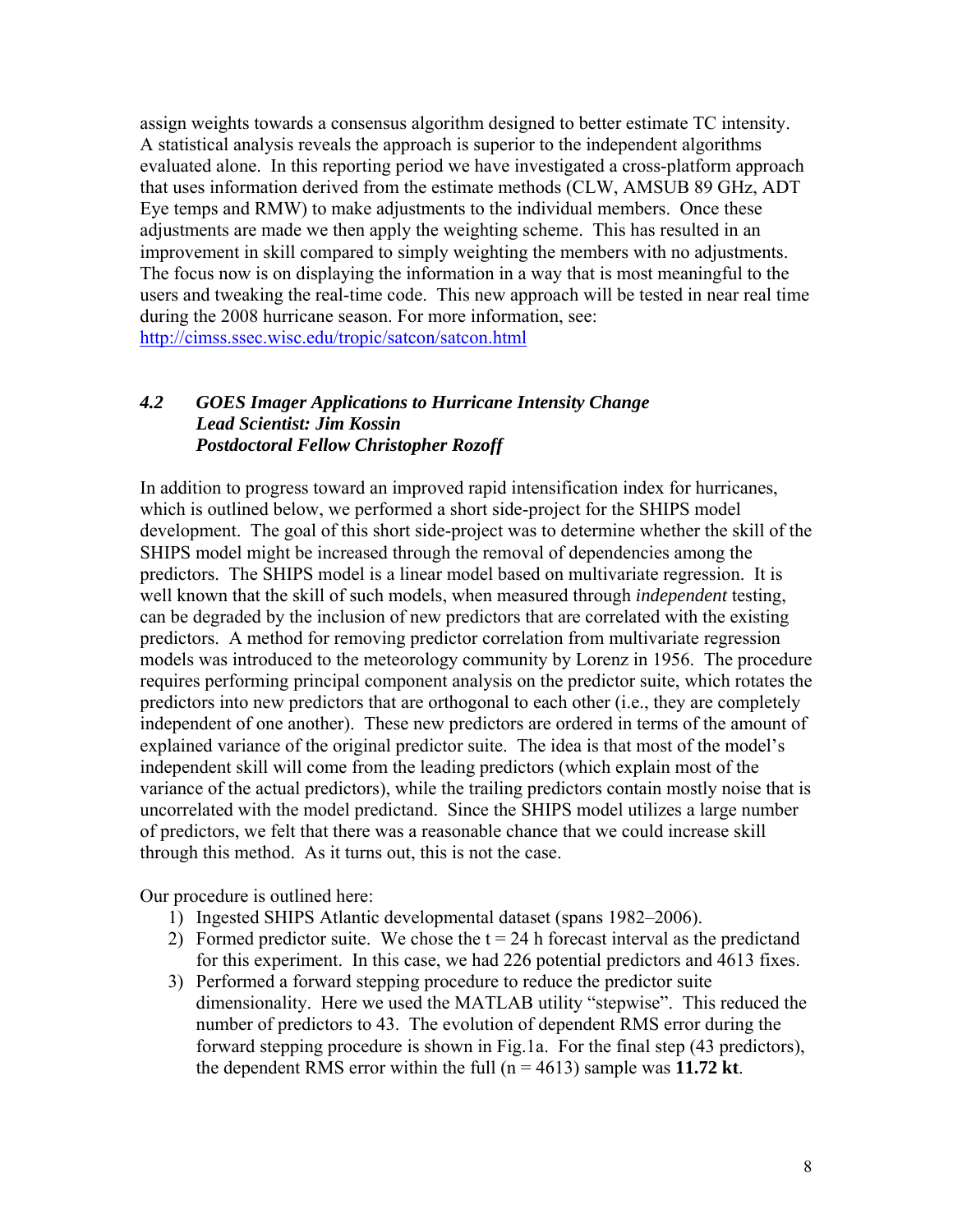assign weights towards a consensus algorithm designed to better estimate TC intensity. A statistical analysis reveals the approach is superior to the independent algorithms evaluated alone. In this reporting period we have investigated a cross-platform approach that uses information derived from the estimate methods (CLW, AMSUB 89 GHz, ADT Eye temps and RMW) to make adjustments to the individual members. Once these adjustments are made we then apply the weighting scheme. This has resulted in an improvement in skill compared to simply weighting the members with no adjustments. The focus now is on displaying the information in a way that is most meaningful to the users and tweaking the real-time code. This new approach will be tested in near real time during the 2008 hurricane season. For more information, see: http://cimss.ssec.wisc.edu/tropic/satcon/satcon.html

### *4.2 GOES Imager Applications to Hurricane Intensity Change*
***Lead Scientist: Jim Kossin***
***Postdoctoral Fellow Christopher Rozoff***

In addition to progress toward an improved rapid intensification index for hurricanes, which is outlined below, we performed a short side-project for the SHIPS model development. The goal of this short side-project was to determine whether the skill of the SHIPS model might be increased through the removal of dependencies among the predictors. The SHIPS model is a linear model based on multivariate regression. It is well known that the skill of such models, when measured through *independent* testing, can be degraded by the inclusion of new predictors that are correlated with the existing predictors. A method for removing predictor correlation from multivariate regression models was introduced to the meteorology community by Lorenz in 1956. The procedure requires performing principal component analysis on the predictor suite, which rotates the predictors into new predictors that are orthogonal to each other (i.e., they are completely independent of one another). These new predictors are ordered in terms of the amount of explained variance of the original predictor suite. The idea is that most of the model's independent skill will come from the leading predictors (which explain most of the variance of the actual predictors), while the trailing predictors contain mostly noise that is uncorrelated with the model predictand. Since the SHIPS model utilizes a large number of predictors, we felt that there was a reasonable chance that we could increase skill through this method. As it turns out, this is not the case.

Our procedure is outlined here:

1) Ingested SHIPS Atlantic developmental dataset (spans 1982–2006).
2) Formed predictor suite. We chose the $t = 24$ h forecast interval as the predictand for this experiment. In this case, we had 226 potential predictors and 4613 fixes.
3) Performed a forward stepping procedure to reduce the predictor suite dimensionality. Here we used the MATLAB utility "stepwise". This reduced the number of predictors to 43. The evolution of dependent RMS error during the forward stepping procedure is shown in Fig.1a. For the final step (43 predictors), the dependent RMS error within the full ($n = 4613$) sample was **11.72 kt**.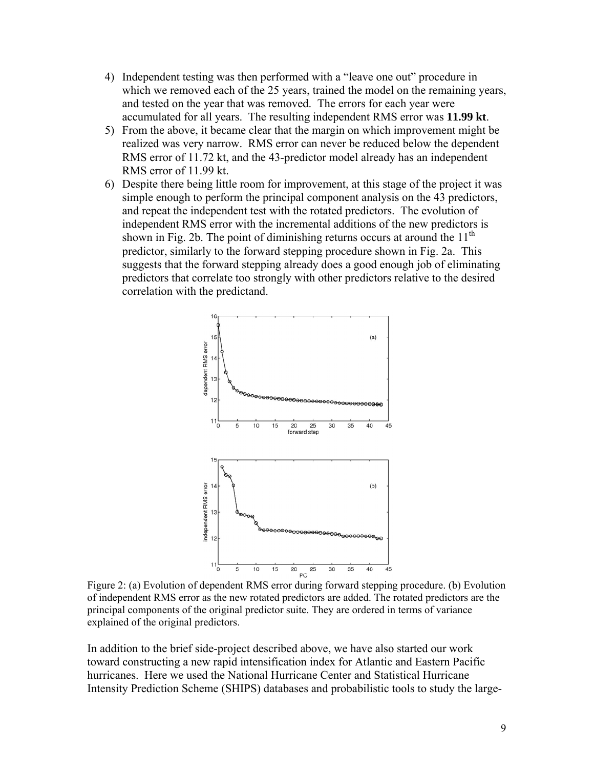4) Independent testing was then performed with a "leave one out" procedure in which we removed each of the 25 years, trained the model on the remaining years, and tested on the year that was removed. The errors for each year were accumulated for all years. The resulting independent RMS error was **11.99 kt**.
5) From the above, it became clear that the margin on which improvement might be realized was very narrow. RMS error can never be reduced below the dependent RMS error of 11.72 kt, and the 43-predictor model already has an independent RMS error of 11.99 kt.
6) Despite there being little room for improvement, at this stage of the project it was simple enough to perform the principal component analysis on the 43 predictors, and repeat the independent test with the rotated predictors. The evolution of independent RMS error with the incremental additions of the new predictors is shown in Fig. 2b. The point of diminishing returns occurs at around the 11[th] predictor, similarly to the forward stepping procedure shown in Fig. 2a. This suggests that the forward stepping already does a good enough job of eliminating predictors that correlate too strongly with other predictors relative to the desired correlation with the predictand.

Figure 2: (a) Evolution of dependent RMS error during forward stepping procedure. (b) Evolution of independent RMS error as the new rotated predictors are added. The rotated predictors are the principal components of the original predictor suite. They are ordered in terms of variance explained of the original predictors.

In addition to the brief side-project described above, we have also started our work toward constructing a new rapid intensification index for Atlantic and Eastern Pacific hurricanes. Here we used the National Hurricane Center and Statistical Hurricane Intensity Prediction Scheme (SHIPS) databases and probabilistic tools to study the large-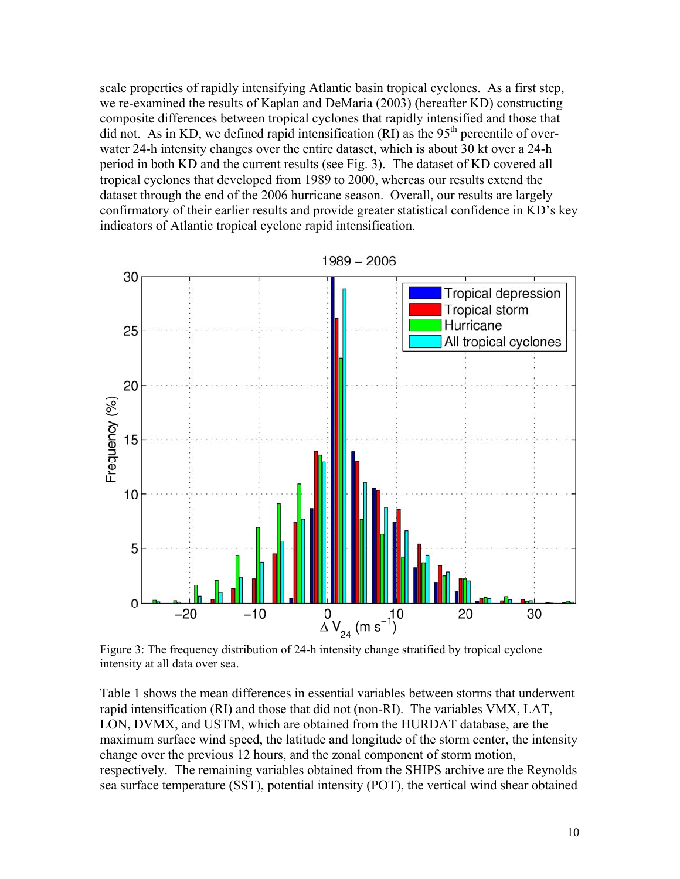scale properties of rapidly intensifying Atlantic basin tropical cyclones. As a first step, we re-examined the results of Kaplan and DeMaria (2003) (hereafter KD) constructing composite differences between tropical cyclones that rapidly intensified and those that did not. As in KD, we defined rapid intensification (RI) as the 95th percentile of over-water 24-h intensity changes over the entire dataset, which is about 30 kt over a 24-h period in both KD and the current results (see Fig. 3). The dataset of KD covered all tropical cyclones that developed from 1989 to 2000, whereas our results extend the dataset through the end of the 2006 hurricane season. Overall, our results are largely confirmatory of their earlier results and provide greater statistical confidence in KD's key indicators of Atlantic tropical cyclone rapid intensification.

Figure 3: The frequency distribution of 24-h intensity change stratified by tropical cyclone intensity at all data over sea.

Table 1 shows the mean differences in essential variables between storms that underwent rapid intensification (RI) and those that did not (non-RI). The variables VMX, LAT, LON, DVMX, and USTM, which are obtained from the HURDAT database, are the maximum surface wind speed, the latitude and longitude of the storm center, the intensity change over the previous 12 hours, and the zonal component of storm motion, respectively. The remaining variables obtained from the SHIPS archive are the Reynolds sea surface temperature (SST), potential intensity (POT), the vertical wind shear obtained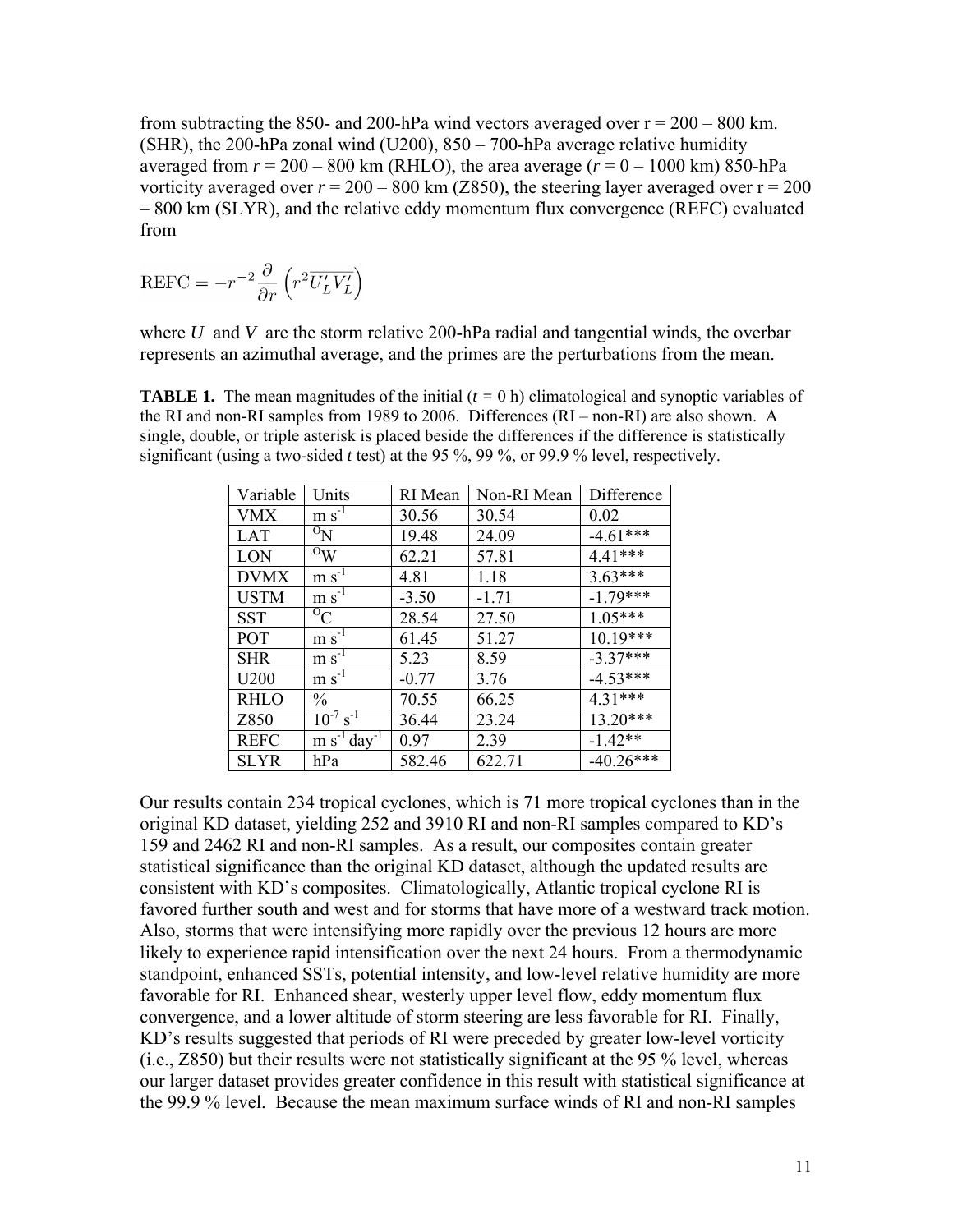from subtracting the 850- and 200-hPa wind vectors averaged over r = 200 – 800 km. (SHR), the 200-hPa zonal wind (U200), 850 – 700-hPa average relative humidity averaged from $r$ = 200 – 800 km (RHLO), the area average ($r$ = 0 – 1000 km) 850-hPa vorticity averaged over $r$ = 200 – 800 km (Z850), the steering layer averaged over r = 200 – 800 km (SLYR), and the relative eddy momentum flux convergence (REFC) evaluated from

$$\mathrm{REFC} = -r^{-2}\frac{\partial}{\partial r}\left(r^2\overline{U_L' V_L'}\right)$$

where $U$ and $V$ are the storm relative 200-hPa radial and tangential winds, the overbar represents an azimuthal average, and the primes are the perturbations from the mean.

**TABLE 1.** The mean magnitudes of the initial ($t$ = 0 h) climatological and synoptic variables of the RI and non-RI samples from 1989 to 2006. Differences (RI – non-RI) are also shown. A single, double, or triple asterisk is placed beside the differences if the difference is statistically significant (using a two-sided $t$ test) at the 95 %, 99 %, or 99.9 % level, respectively.

| Variable | Units | RI Mean | Non-RI Mean | Difference |
|---|---|---|---|---|
| VMX | $m\ s^{-1}$ | 30.56 | 30.54 | 0.02 |
| LAT | $^{O}N$ | 19.48 | 24.09 | -4.61*** |
| LON | $^{O}W$ | 62.21 | 57.81 | 4.41*** |
| DVMX | $m\ s^{-1}$ | 4.81 | 1.18 | 3.63*** |
| USTM | $m\ s^{-1}$ | -3.50 | -1.71 | -1.79*** |
| SST | $^{O}C$ | 28.54 | 27.50 | 1.05*** |
| POT | $m\ s^{-1}$ | 61.45 | 51.27 | 10.19*** |
| SHR | $m\ s^{-1}$ | 5.23 | 8.59 | -3.37*** |
| U200 | $m\ s^{-1}$ | -0.77 | 3.76 | -4.53*** |
| RHLO | % | 70.55 | 66.25 | 4.31*** |
| Z850 | $10^{-7}\ s^{-1}$ | 36.44 | 23.24 | 13.20*** |
| REFC | $m\ s^{-1}\ day^{-1}$ | 0.97 | 2.39 | -1.42** |
| SLYR | hPa | 582.46 | 622.71 | -40.26*** |

Our results contain 234 tropical cyclones, which is 71 more tropical cyclones than in the original KD dataset, yielding 252 and 3910 RI and non-RI samples compared to KD's 159 and 2462 RI and non-RI samples. As a result, our composites contain greater statistical significance than the original KD dataset, although the updated results are consistent with KD's composites. Climatologically, Atlantic tropical cyclone RI is favored further south and west and for storms that have more of a westward track motion. Also, storms that were intensifying more rapidly over the previous 12 hours are more likely to experience rapid intensification over the next 24 hours. From a thermodynamic standpoint, enhanced SSTs, potential intensity, and low-level relative humidity are more favorable for RI. Enhanced shear, westerly upper level flow, eddy momentum flux convergence, and a lower altitude of storm steering are less favorable for RI. Finally, KD's results suggested that periods of RI were preceded by greater low-level vorticity (i.e., Z850) but their results were not statistically significant at the 95 % level, whereas our larger dataset provides greater confidence in this result with statistical significance at the 99.9 % level. Because the mean maximum surface winds of RI and non-RI samples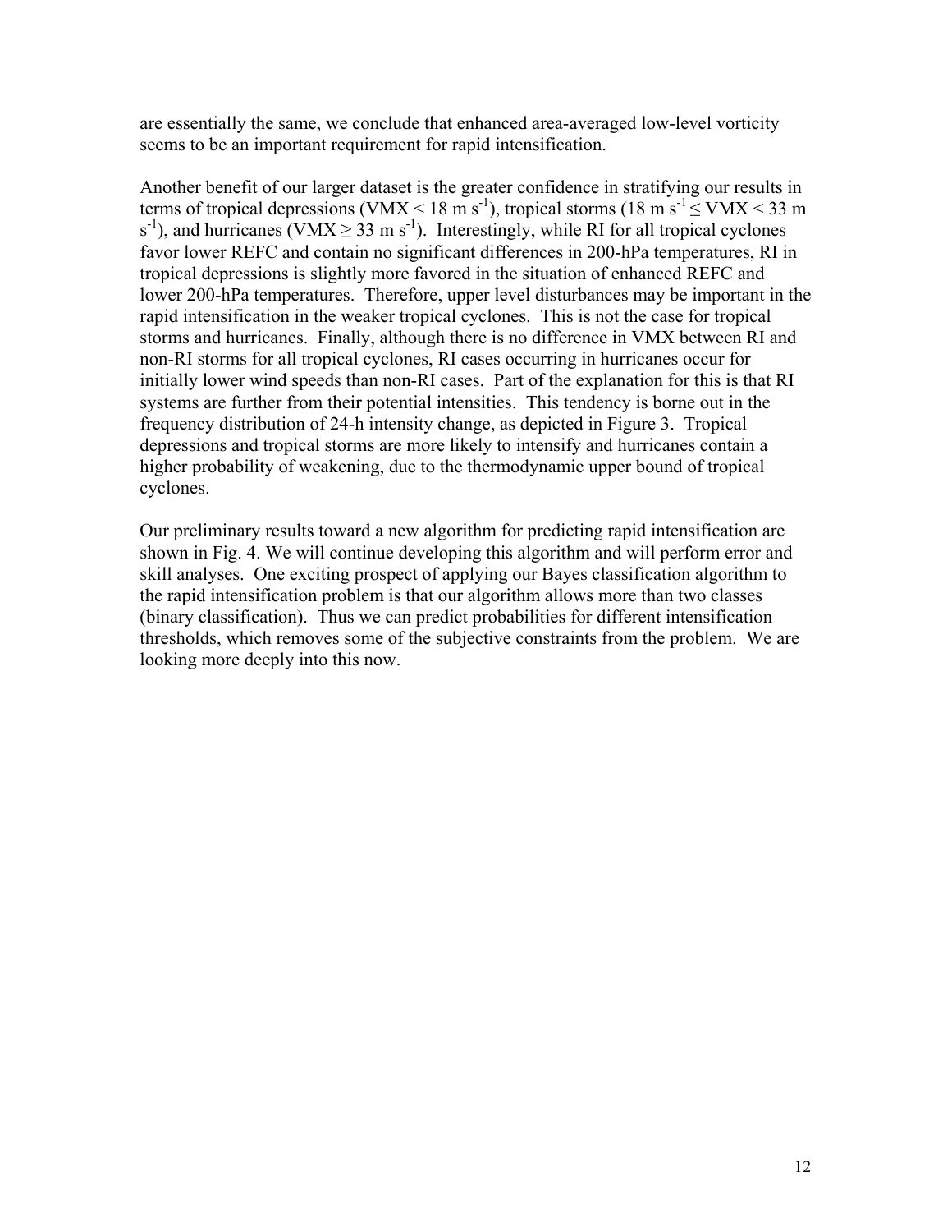are essentially the same, we conclude that enhanced area-averaged low-level vorticity seems to be an important requirement for rapid intensification.

Another benefit of our larger dataset is the greater confidence in stratifying our results in terms of tropical depressions (VMX < 18 m $s^{-1}$), tropical storms (18 m $s^{-1}$ ≤ VMX < 33 m $s^{-1}$), and hurricanes (VMX ≥ 33 m $s^{-1}$). Interestingly, while RI for all tropical cyclones favor lower REFC and contain no significant differences in 200-hPa temperatures, RI in tropical depressions is slightly more favored in the situation of enhanced REFC and lower 200-hPa temperatures. Therefore, upper level disturbances may be important in the rapid intensification in the weaker tropical cyclones. This is not the case for tropical storms and hurricanes. Finally, although there is no difference in VMX between RI and non-RI storms for all tropical cyclones, RI cases occurring in hurricanes occur for initially lower wind speeds than non-RI cases. Part of the explanation for this is that RI systems are further from their potential intensities. This tendency is borne out in the frequency distribution of 24-h intensity change, as depicted in Figure 3. Tropical depressions and tropical storms are more likely to intensify and hurricanes contain a higher probability of weakening, due to the thermodynamic upper bound of tropical cyclones.

Our preliminary results toward a new algorithm for predicting rapid intensification are shown in Fig. 4. We will continue developing this algorithm and will perform error and skill analyses. One exciting prospect of applying our Bayes classification algorithm to the rapid intensification problem is that our algorithm allows more than two classes (binary classification). Thus we can predict probabilities for different intensification thresholds, which removes some of the subjective constraints from the problem. We are looking more deeply into this now.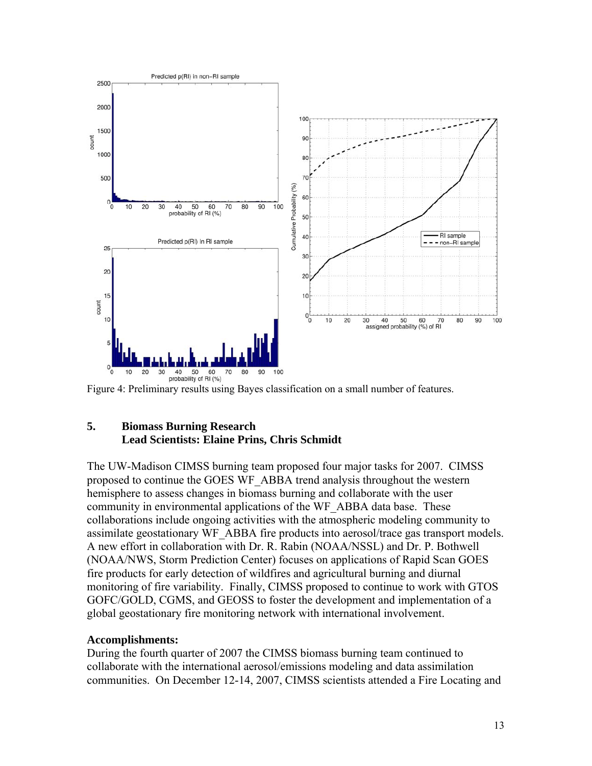Figure 4: Preliminary results using Bayes classification on a small number of features.

## 5. Biomass Burning Research

### Lead Scientists: Elaine Prins, Chris Schmidt

The UW-Madison CIMSS burning team proposed four major tasks for 2007. CIMSS proposed to continue the GOES WF_ABBA trend analysis throughout the western hemisphere to assess changes in biomass burning and collaborate with the user community in environmental applications of the WF_ABBA data base. These collaborations include ongoing activities with the atmospheric modeling community to assimilate geostationary WF_ABBA fire products into aerosol/trace gas transport models. A new effort in collaboration with Dr. R. Rabin (NOAA/NSSL) and Dr. P. Bothwell (NOAA/NWS, Storm Prediction Center) focuses on applications of Rapid Scan GOES fire products for early detection of wildfires and agricultural burning and diurnal monitoring of fire variability. Finally, CIMSS proposed to continue to work with GTOS GOFC/GOLD, CGMS, and GEOSS to foster the development and implementation of a global geostationary fire monitoring network with international involvement.

**Accomplishments:**

During the fourth quarter of 2007 the CIMSS biomass burning team continued to collaborate with the international aerosol/emissions modeling and data assimilation communities. On December 12-14, 2007, CIMSS scientists attended a Fire Locating and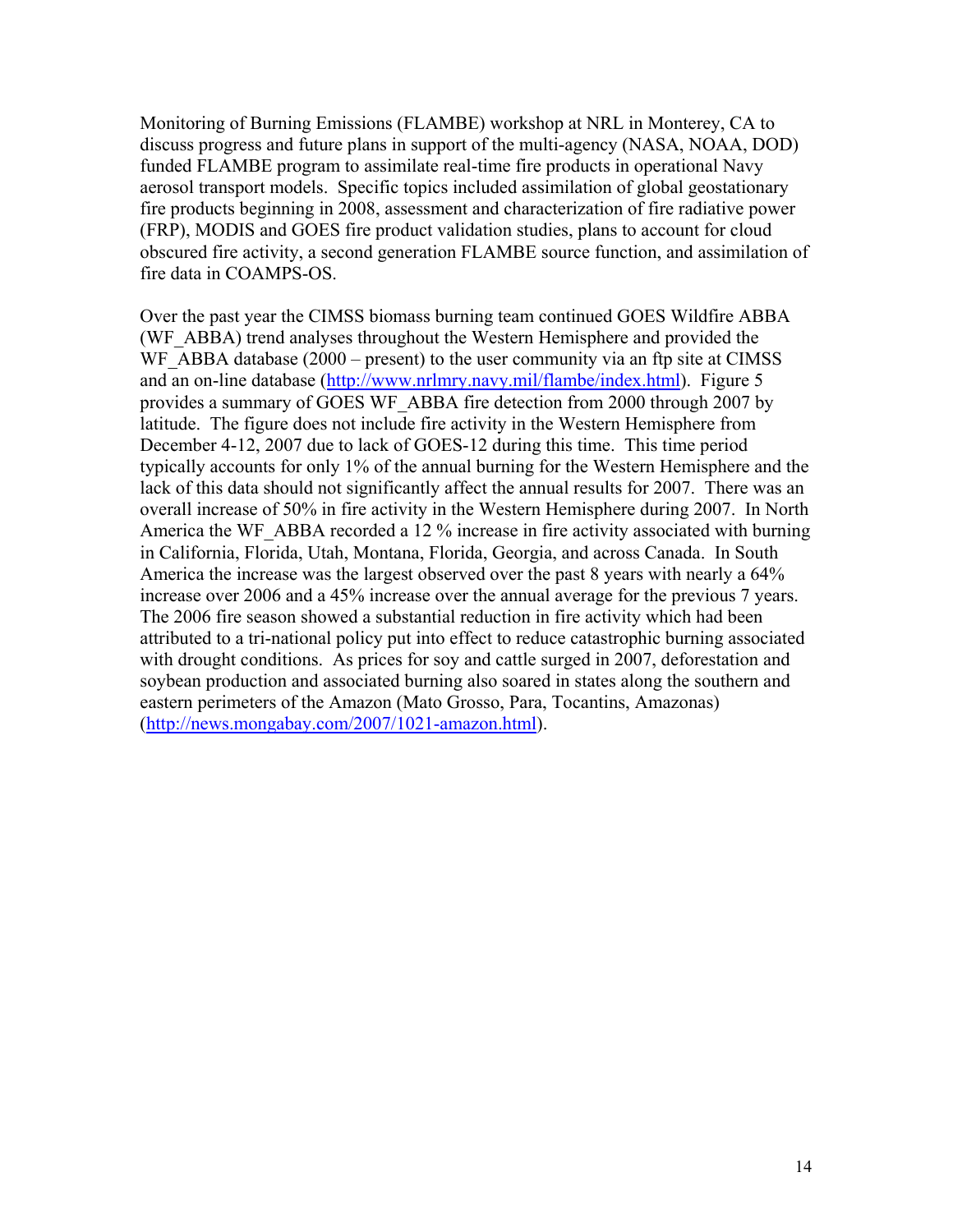Monitoring of Burning Emissions (FLAMBE) workshop at NRL in Monterey, CA to discuss progress and future plans in support of the multi-agency (NASA, NOAA, DOD) funded FLAMBE program to assimilate real-time fire products in operational Navy aerosol transport models. Specific topics included assimilation of global geostationary fire products beginning in 2008, assessment and characterization of fire radiative power (FRP), MODIS and GOES fire product validation studies, plans to account for cloud obscured fire activity, a second generation FLAMBE source function, and assimilation of fire data in COAMPS-OS.

Over the past year the CIMSS biomass burning team continued GOES Wildfire ABBA (WF_ABBA) trend analyses throughout the Western Hemisphere and provided the WF_ABBA database (2000 – present) to the user community via an ftp site at CIMSS and an on-line database (http://www.nrlmry.navy.mil/flambe/index.html). Figure 5 provides a summary of GOES WF_ABBA fire detection from 2000 through 2007 by latitude. The figure does not include fire activity in the Western Hemisphere from December 4-12, 2007 due to lack of GOES-12 during this time. This time period typically accounts for only 1% of the annual burning for the Western Hemisphere and the lack of this data should not significantly affect the annual results for 2007. There was an overall increase of 50% in fire activity in the Western Hemisphere during 2007. In North America the WF_ABBA recorded a 12 % increase in fire activity associated with burning in California, Florida, Utah, Montana, Florida, Georgia, and across Canada. In South America the increase was the largest observed over the past 8 years with nearly a 64% increase over 2006 and a 45% increase over the annual average for the previous 7 years. The 2006 fire season showed a substantial reduction in fire activity which had been attributed to a tri-national policy put into effect to reduce catastrophic burning associated with drought conditions. As prices for soy and cattle surged in 2007, deforestation and soybean production and associated burning also soared in states along the southern and eastern perimeters of the Amazon (Mato Grosso, Para, Tocantins, Amazonas) (http://news.mongabay.com/2007/1021-amazon.html).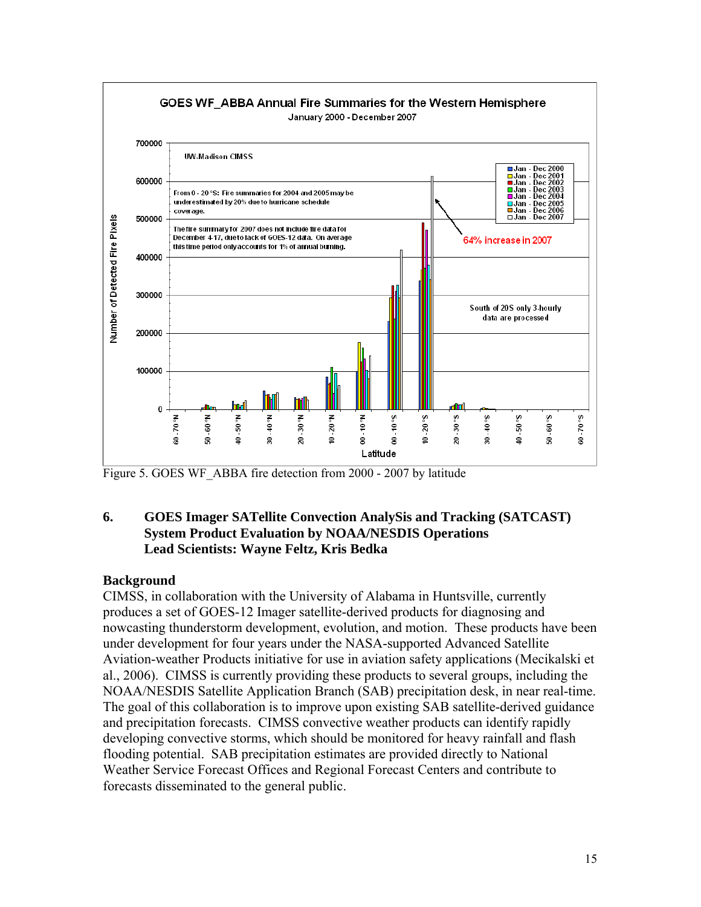Figure 5. GOES WF_ABBA fire detection from 2000 - 2007 by latitude

## 6. GOES Imager SATellite Convection AnalySis and Tracking (SATCAST) System Product Evaluation by NOAA/NESDIS Operations

**Lead Scientists: Wayne Feltz, Kris Bedka**

### Background

CIMSS, in collaboration with the University of Alabama in Huntsville, currently produces a set of GOES-12 Imager satellite-derived products for diagnosing and nowcasting thunderstorm development, evolution, and motion. These products have been under development for four years under the NASA-supported Advanced Satellite Aviation-weather Products initiative for use in aviation safety applications (Mecikalski et al., 2006). CIMSS is currently providing these products to several groups, including the NOAA/NESDIS Satellite Application Branch (SAB) precipitation desk, in near real-time. The goal of this collaboration is to improve upon existing SAB satellite-derived guidance and precipitation forecasts. CIMSS convective weather products can identify rapidly developing convective storms, which should be monitored for heavy rainfall and flash flooding potential. SAB precipitation estimates are provided directly to National Weather Service Forecast Offices and Regional Forecast Centers and contribute to forecasts disseminated to the general public.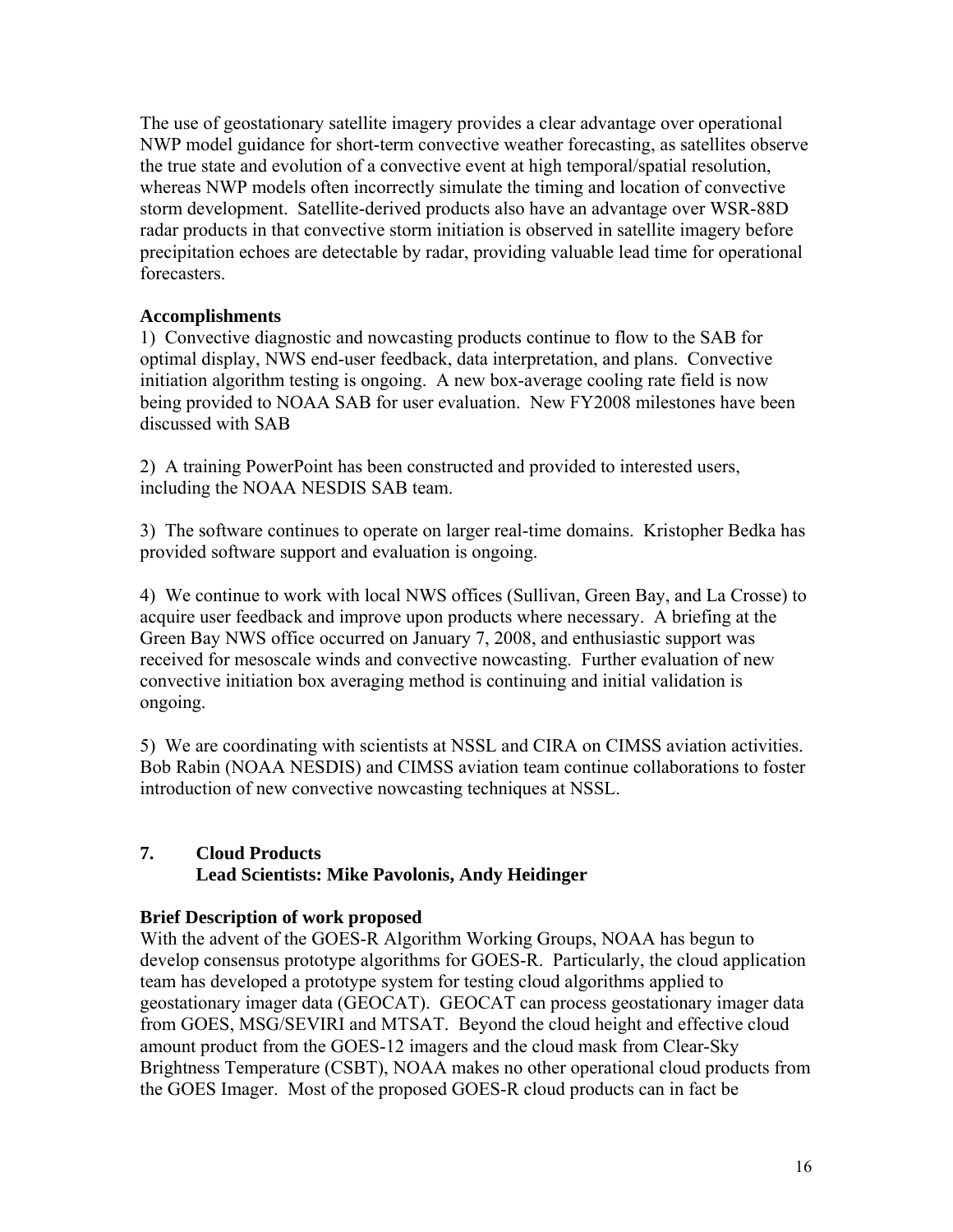The use of geostationary satellite imagery provides a clear advantage over operational NWP model guidance for short-term convective weather forecasting, as satellites observe the true state and evolution of a convective event at high temporal/spatial resolution, whereas NWP models often incorrectly simulate the timing and location of convective storm development. Satellite-derived products also have an advantage over WSR-88D radar products in that convective storm initiation is observed in satellite imagery before precipitation echoes are detectable by radar, providing valuable lead time for operational forecasters.

**Accomplishments**

1) Convective diagnostic and nowcasting products continue to flow to the SAB for optimal display, NWS end-user feedback, data interpretation, and plans. Convective initiation algorithm testing is ongoing. A new box-average cooling rate field is now being provided to NOAA SAB for user evaluation. New FY2008 milestones have been discussed with SAB

2) A training PowerPoint has been constructed and provided to interested users, including the NOAA NESDIS SAB team.

3) The software continues to operate on larger real-time domains. Kristopher Bedka has provided software support and evaluation is ongoing.

4) We continue to work with local NWS offices (Sullivan, Green Bay, and La Crosse) to acquire user feedback and improve upon products where necessary. A briefing at the Green Bay NWS office occurred on January 7, 2008, and enthusiastic support was received for mesoscale winds and convective nowcasting. Further evaluation of new convective initiation box averaging method is continuing and initial validation is ongoing.

5) We are coordinating with scientists at NSSL and CIRA on CIMSS aviation activities. Bob Rabin (NOAA NESDIS) and CIMSS aviation team continue collaborations to foster introduction of new convective nowcasting techniques at NSSL.

## 7. Cloud Products
**Lead Scientists: Mike Pavolonis, Andy Heidinger**

**Brief Description of work proposed**

With the advent of the GOES-R Algorithm Working Groups, NOAA has begun to develop consensus prototype algorithms for GOES-R. Particularly, the cloud application team has developed a prototype system for testing cloud algorithms applied to geostationary imager data (GEOCAT). GEOCAT can process geostationary imager data from GOES, MSG/SEVIRI and MTSAT. Beyond the cloud height and effective cloud amount product from the GOES-12 imagers and the cloud mask from Clear-Sky Brightness Temperature (CSBT), NOAA makes no other operational cloud products from the GOES Imager. Most of the proposed GOES-R cloud products can in fact be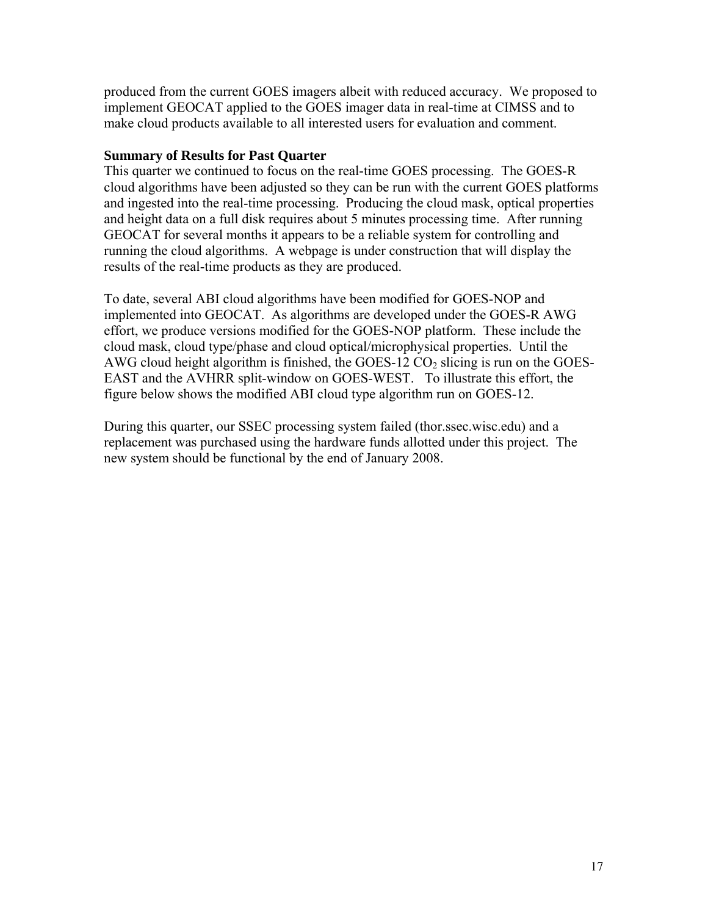produced from the current GOES imagers albeit with reduced accuracy.  We proposed to implement GEOCAT applied to the GOES imager data in real-time at CIMSS and to make cloud products available to all interested users for evaluation and comment.

**Summary of Results for Past Quarter**

This quarter we continued to focus on the real-time GOES processing.  The GOES-R cloud algorithms have been adjusted so they can be run with the current GOES platforms and ingested into the real-time processing.  Producing the cloud mask, optical properties and height data on a full disk requires about 5 minutes processing time.  After running GEOCAT for several months it appears to be a reliable system for controlling and running the cloud algorithms.  A webpage is under construction that will display the results of the real-time products as they are produced.

To date, several ABI cloud algorithms have been modified for GOES-NOP and implemented into GEOCAT.  As algorithms are developed under the GOES-R AWG effort, we produce versions modified for the GOES-NOP platform.  These include the cloud mask, cloud type/phase and cloud optical/microphysical properties.  Until the AWG cloud height algorithm is finished, the GOES-12 $CO_2$ slicing is run on the GOES-EAST and the AVHRR split-window on GOES-WEST.   To illustrate this effort, the figure below shows the modified ABI cloud type algorithm run on GOES-12.

During this quarter, our SSEC processing system failed (thor.ssec.wisc.edu) and a replacement was purchased using the hardware funds allotted under this project.  The new system should be functional by the end of January 2008.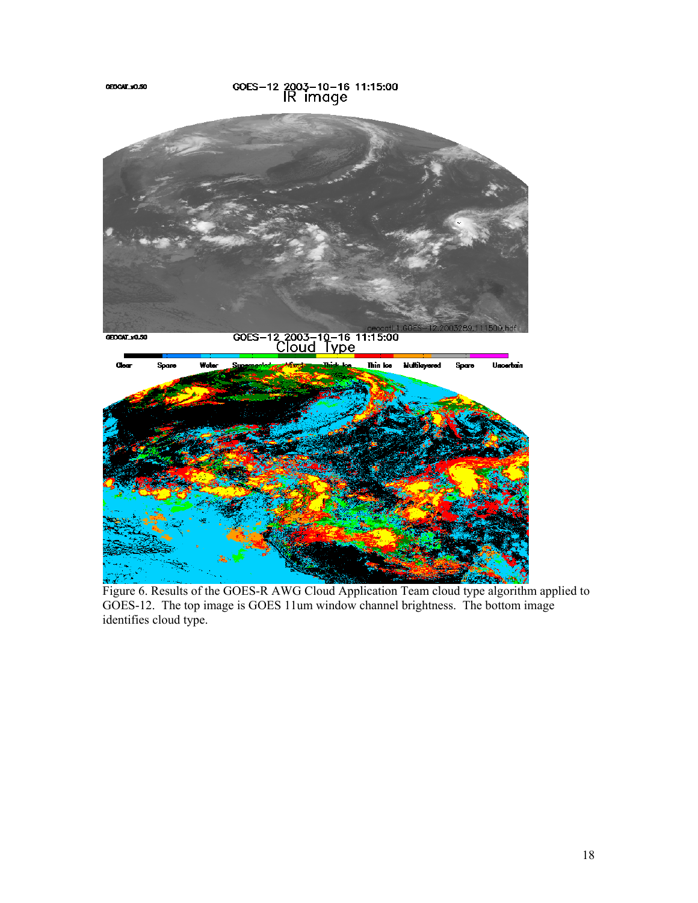GEOCAT_v0.50

GOES−12 2003−10−16 11:15:00
IR image

geocatL1.GOES−12.2003289.111500.hdf

GEOCAT_v0.50

GOES−12 2003−10−16 11:15:00
Cloud Type

Clear Spare Water Supercooled Mixed Thick Ice Thin Ice Multilayered Spare Uncertain

Figure 6. Results of the GOES-R AWG Cloud Application Team cloud type algorithm applied to GOES-12. The top image is GOES 11um window channel brightness. The bottom image identifies cloud type.